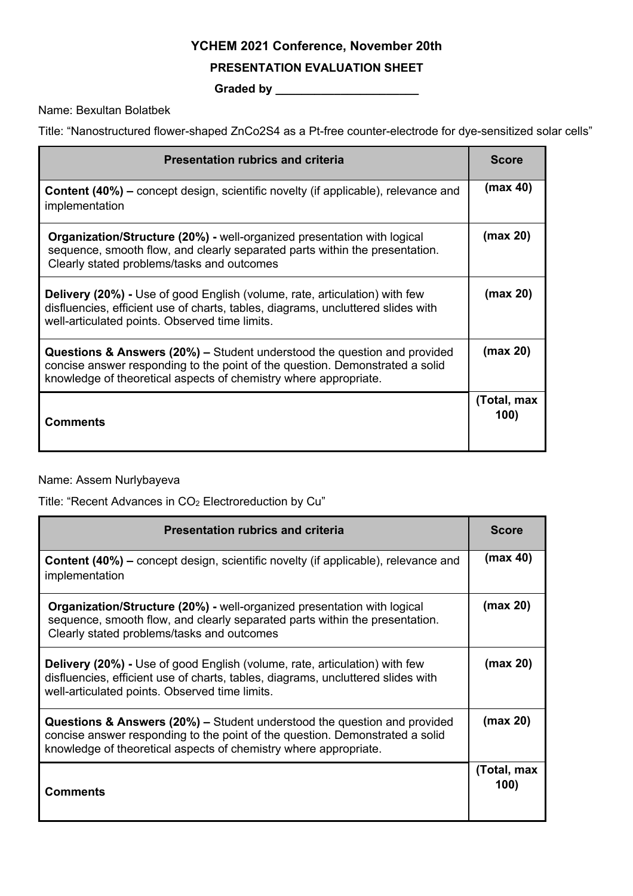# YCHEM 2021 Conference, November 20th

## PRESENTATION EVALUATION SHEET

**Graded by ______________________**

Name: Bexultan Bolatbek

Title: “Nanostructured flower-shaped $ZnCo_2S_4$ as a Pt-free counter-electrode for dye-sensitized solar cells”

| Presentation rubrics and criteria | Score |
|---|---|
| **Content (40%) –** concept design, scientific novelty (if applicable), relevance and implementation | **(max 40)** |
| **Organization/Structure (20%) -** well-organized presentation with logical sequence, smooth flow, and clearly separated parts within the presentation. Clearly stated problems/tasks and outcomes | **(max 20)** |
| **Delivery (20%) -** Use of good English (volume, rate, articulation) with few disfluencies, efficient use of charts, tables, diagrams, uncluttered slides with well-articulated points. Observed time limits. | **(max 20)** |
| **Questions & Answers (20%) –** Student understood the question and provided concise answer responding to the point of the question. Demonstrated a solid knowledge of theoretical aspects of chemistry where appropriate. | **(max 20)** |
| **Comments** | **(Total, max 100)** |

Name: Assem Nurlybayeva

Title: “Recent Advances in $CO_2$ Electroreduction by Cu”

| Presentation rubrics and criteria | Score |
|---|---|
| **Content (40%) –** concept design, scientific novelty (if applicable), relevance and implementation | **(max 40)** |
| **Organization/Structure (20%) -** well-organized presentation with logical sequence, smooth flow, and clearly separated parts within the presentation. Clearly stated problems/tasks and outcomes | **(max 20)** |
| **Delivery (20%) -** Use of good English (volume, rate, articulation) with few disfluencies, efficient use of charts, tables, diagrams, uncluttered slides with well-articulated points. Observed time limits. | **(max 20)** |
| **Questions & Answers (20%) –** Student understood the question and provided concise answer responding to the point of the question. Demonstrated a solid knowledge of theoretical aspects of chemistry where appropriate. | **(max 20)** |
| **Comments** | **(Total, max 100)** |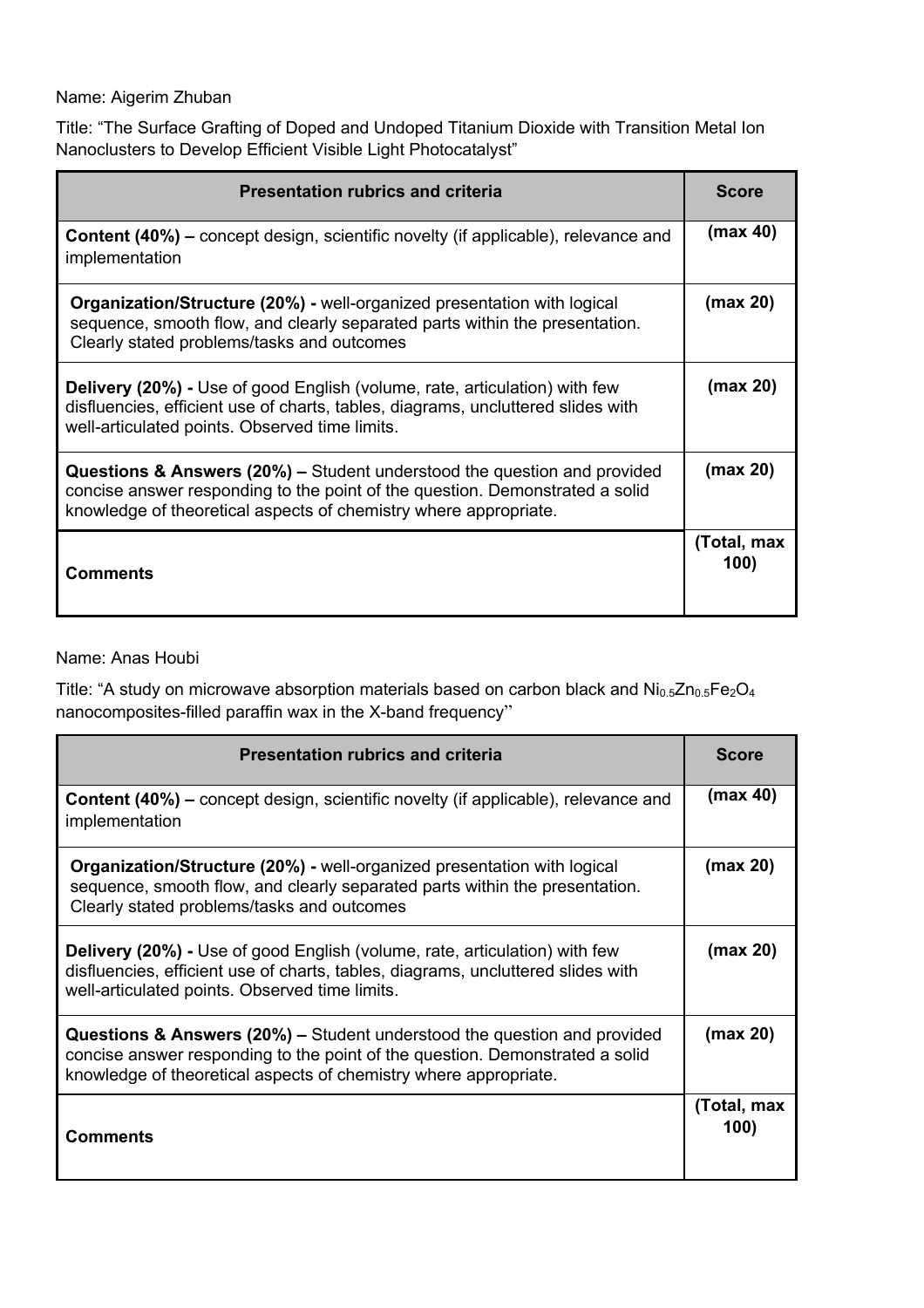Name: Aigerim Zhuban

Title: “The Surface Grafting of Doped and Undoped Titanium Dioxide with Transition Metal Ion Nanoclusters to Develop Efficient Visible Light Photocatalyst”

| Presentation rubrics and criteria | Score |
|---|---|
| **Content (40%) –** concept design, scientific novelty (if applicable), relevance and implementation | (max 40) |
| **Organization/Structure (20%) -** well-organized presentation with logical sequence, smooth flow, and clearly separated parts within the presentation. Clearly stated problems/tasks and outcomes | (max 20) |
| **Delivery (20%) -** Use of good English (volume, rate, articulation) with few disfluencies, efficient use of charts, tables, diagrams, uncluttered slides with well-articulated points. Observed time limits. | (max 20) |
| **Questions & Answers (20%) –** Student understood the question and provided concise answer responding to the point of the question. Demonstrated a solid knowledge of theoretical aspects of chemistry where appropriate. | (max 20) |
| **Comments** | (Total, max 100) |

Name: Anas Houbi

Title: “A study on microwave absorption materials based on carbon black and $Ni_{0.5}Zn_{0.5}Fe_2O_4$ nanocomposites-filled paraffin wax in the X-band frequency”

| Presentation rubrics and criteria | Score |
|---|---|
| **Content (40%) –** concept design, scientific novelty (if applicable), relevance and implementation | (max 40) |
| **Organization/Structure (20%) -** well-organized presentation with logical sequence, smooth flow, and clearly separated parts within the presentation. Clearly stated problems/tasks and outcomes | (max 20) |
| **Delivery (20%) -** Use of good English (volume, rate, articulation) with few disfluencies, efficient use of charts, tables, diagrams, uncluttered slides with well-articulated points. Observed time limits. | (max 20) |
| **Questions & Answers (20%) –** Student understood the question and provided concise answer responding to the point of the question. Demonstrated a solid knowledge of theoretical aspects of chemistry where appropriate. | (max 20) |
| **Comments** | (Total, max 100) |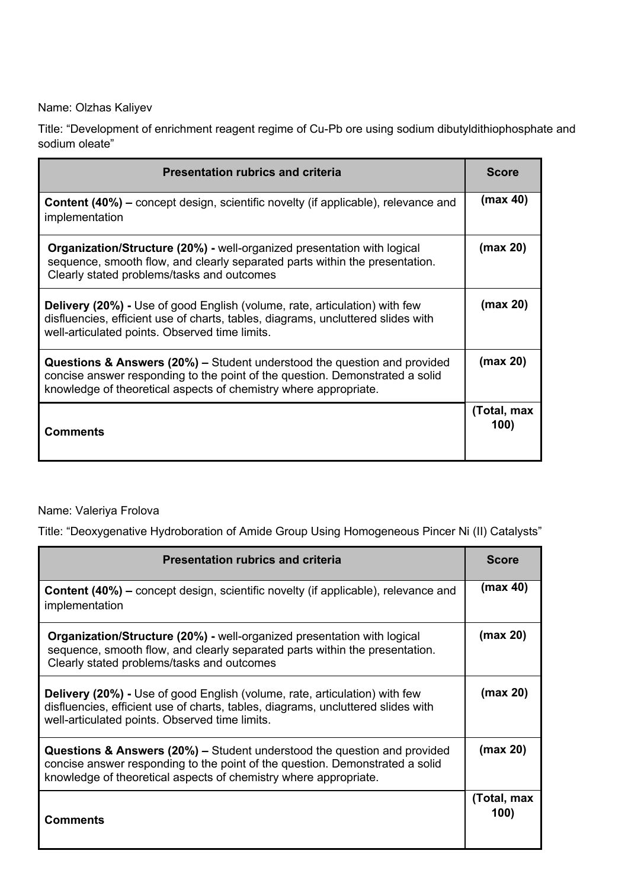Name: Olzhas Kaliyev

Title: "Development of enrichment reagent regime of Cu-Pb ore using sodium dibutyldithiophosphate and sodium oleate"

| Presentation rubrics and criteria | Score |
|---|---|
| **Content (40%) –** concept design, scientific novelty (if applicable), relevance and implementation | **(max 40)** |
| **Organization/Structure (20%) -** well-organized presentation with logical sequence, smooth flow, and clearly separated parts within the presentation. Clearly stated problems/tasks and outcomes | **(max 20)** |
| **Delivery (20%) -** Use of good English (volume, rate, articulation) with few disfluencies, efficient use of charts, tables, diagrams, uncluttered slides with well-articulated points. Observed time limits. | **(max 20)** |
| **Questions & Answers (20%) –** Student understood the question and provided concise answer responding to the point of the question. Demonstrated a solid knowledge of theoretical aspects of chemistry where appropriate. | **(max 20)** |
| **Comments** | **(Total, max 100)** |

Name: Valeriya Frolova

Title: "Deoxygenative Hydroboration of Amide Group Using Homogeneous Pincer Ni (II) Catalysts"

| Presentation rubrics and criteria | Score |
|---|---|
| **Content (40%) –** concept design, scientific novelty (if applicable), relevance and implementation | **(max 40)** |
| **Organization/Structure (20%) -** well-organized presentation with logical sequence, smooth flow, and clearly separated parts within the presentation. Clearly stated problems/tasks and outcomes | **(max 20)** |
| **Delivery (20%) -** Use of good English (volume, rate, articulation) with few disfluencies, efficient use of charts, tables, diagrams, uncluttered slides with well-articulated points. Observed time limits. | **(max 20)** |
| **Questions & Answers (20%) –** Student understood the question and provided concise answer responding to the point of the question. Demonstrated a solid knowledge of theoretical aspects of chemistry where appropriate. | **(max 20)** |
| **Comments** | **(Total, max 100)** |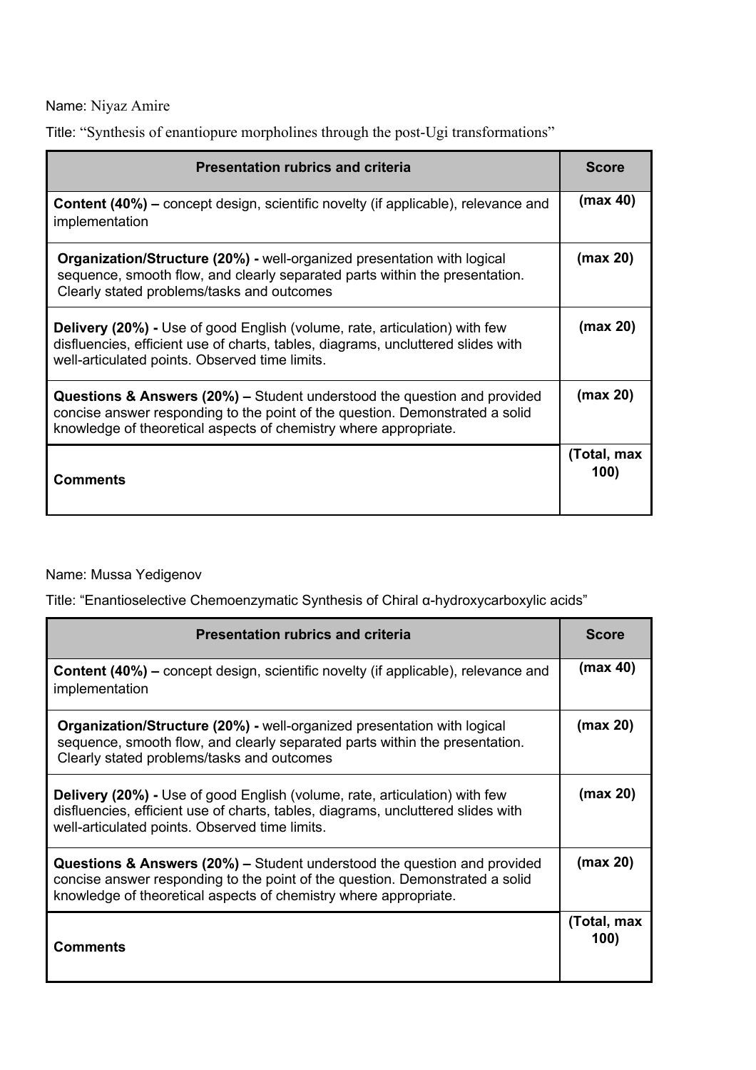Name: Niyaz Amire

Title: “Synthesis of enantiopure morpholines through the post-Ugi transformations”

| Presentation rubrics and criteria | Score |
|---|---|
| **Content (40%) –** concept design, scientific novelty (if applicable), relevance and implementation | **(max 40)** |
| **Organization/Structure (20%) -** well-organized presentation with logical sequence, smooth flow, and clearly separated parts within the presentation. Clearly stated problems/tasks and outcomes | **(max 20)** |
| **Delivery (20%) -** Use of good English (volume, rate, articulation) with few disfluencies, efficient use of charts, tables, diagrams, uncluttered slides with well-articulated points. Observed time limits. | **(max 20)** |
| **Questions & Answers (20%) –** Student understood the question and provided concise answer responding to the point of the question. Demonstrated a solid knowledge of theoretical aspects of chemistry where appropriate. | **(max 20)** |
| **Comments** | **(Total, max 100)** |

Name: Mussa Yedigenov

Title: “Enantioselective Chemoenzymatic Synthesis of Chiral α-hydroxycarboxylic acids”

| Presentation rubrics and criteria | Score |
|---|---|
| **Content (40%) –** concept design, scientific novelty (if applicable), relevance and implementation | **(max 40)** |
| **Organization/Structure (20%) -** well-organized presentation with logical sequence, smooth flow, and clearly separated parts within the presentation. Clearly stated problems/tasks and outcomes | **(max 20)** |
| **Delivery (20%) -** Use of good English (volume, rate, articulation) with few disfluencies, efficient use of charts, tables, diagrams, uncluttered slides with well-articulated points. Observed time limits. | **(max 20)** |
| **Questions & Answers (20%) –** Student understood the question and provided concise answer responding to the point of the question. Demonstrated a solid knowledge of theoretical aspects of chemistry where appropriate. | **(max 20)** |
| **Comments** | **(Total, max 100)** |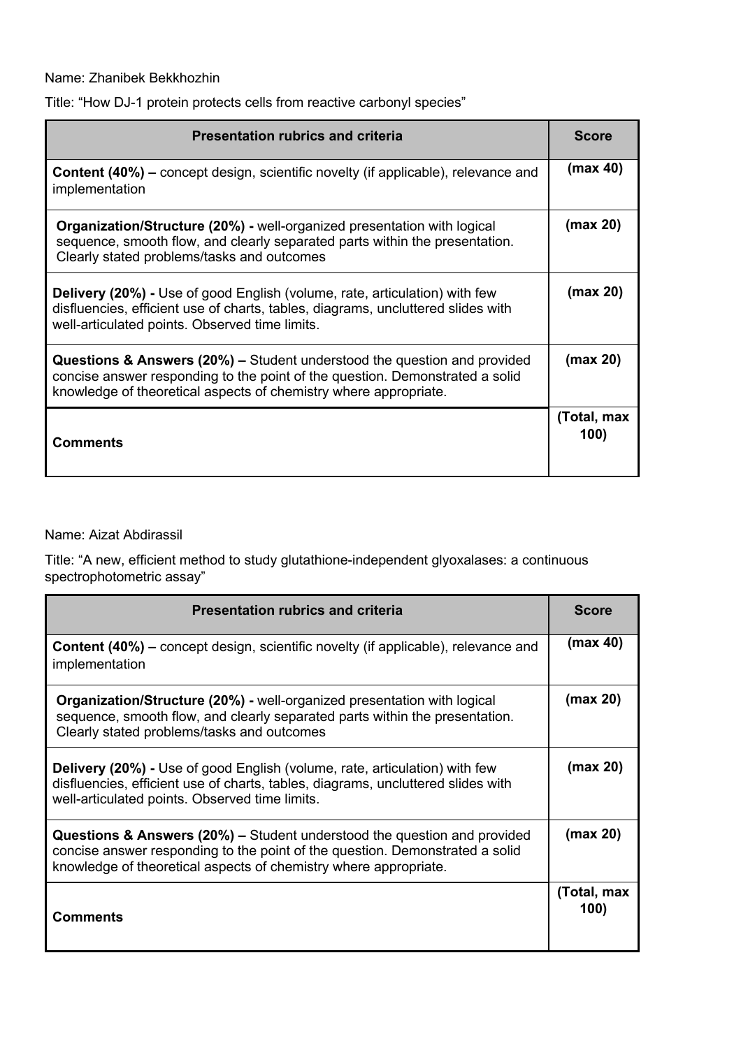Name: Zhanibek Bekkhozhin

Title: “How DJ-1 protein protects cells from reactive carbonyl species”

| Presentation rubrics and criteria | Score |
|---|---|
| **Content (40%) –** concept design, scientific novelty (if applicable), relevance and implementation | (max 40) |
| **Organization/Structure (20%) -** well-organized presentation with logical sequence, smooth flow, and clearly separated parts within the presentation. Clearly stated problems/tasks and outcomes | (max 20) |
| **Delivery (20%) -** Use of good English (volume, rate, articulation) with few disfluencies, efficient use of charts, tables, diagrams, uncluttered slides with well-articulated points. Observed time limits. | (max 20) |
| **Questions & Answers (20%) –** Student understood the question and provided concise answer responding to the point of the question. Demonstrated a solid knowledge of theoretical aspects of chemistry where appropriate. | (max 20) |
| **Comments** | (Total, max 100) |

Name: Aizat Abdirassil

Title: “A new, efficient method to study glutathione-independent glyoxalases: a continuous spectrophotometric assay”

| Presentation rubrics and criteria | Score |
|---|---|
| **Content (40%) –** concept design, scientific novelty (if applicable), relevance and implementation | (max 40) |
| **Organization/Structure (20%) -** well-organized presentation with logical sequence, smooth flow, and clearly separated parts within the presentation. Clearly stated problems/tasks and outcomes | (max 20) |
| **Delivery (20%) -** Use of good English (volume, rate, articulation) with few disfluencies, efficient use of charts, tables, diagrams, uncluttered slides with well-articulated points. Observed time limits. | (max 20) |
| **Questions & Answers (20%) –** Student understood the question and provided concise answer responding to the point of the question. Demonstrated a solid knowledge of theoretical aspects of chemistry where appropriate. | (max 20) |
| **Comments** | (Total, max 100) |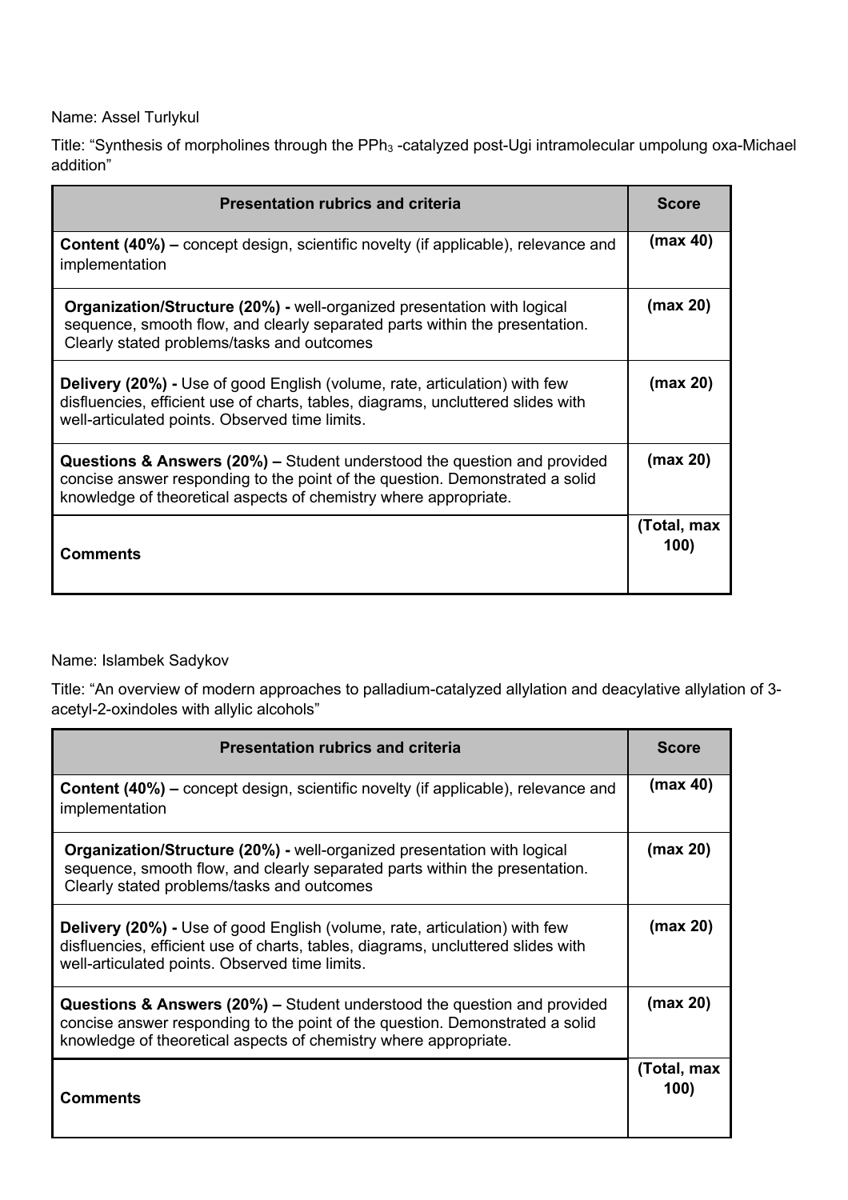Name: Assel Turlykul

Title: “Synthesis of morpholines through the $PPh_3$ -catalyzed post-Ugi intramolecular umpolung oxa-Michael addition”

| Presentation rubrics and criteria | Score |
|---|---|
| **Content (40%) –** concept design, scientific novelty (if applicable), relevance and implementation | **(max 40)** |
| **Organization/Structure (20%) -** well-organized presentation with logical sequence, smooth flow, and clearly separated parts within the presentation. Clearly stated problems/tasks and outcomes | **(max 20)** |
| **Delivery (20%) -** Use of good English (volume, rate, articulation) with few disfluencies, efficient use of charts, tables, diagrams, uncluttered slides with well-articulated points. Observed time limits. | **(max 20)** |
| **Questions & Answers (20%) –** Student understood the question and provided concise answer responding to the point of the question. Demonstrated a solid knowledge of theoretical aspects of chemistry where appropriate. | **(max 20)** |
| **Comments** | **(Total, max 100)** |

Name: Islambek Sadykov

Title: “An overview of modern approaches to palladium-catalyzed allylation and deacylative allylation of 3-acetyl-2-oxindoles with allylic alcohols”

| Presentation rubrics and criteria | Score |
|---|---|
| **Content (40%) –** concept design, scientific novelty (if applicable), relevance and implementation | **(max 40)** |
| **Organization/Structure (20%) -** well-organized presentation with logical sequence, smooth flow, and clearly separated parts within the presentation. Clearly stated problems/tasks and outcomes | **(max 20)** |
| **Delivery (20%) -** Use of good English (volume, rate, articulation) with few disfluencies, efficient use of charts, tables, diagrams, uncluttered slides with well-articulated points. Observed time limits. | **(max 20)** |
| **Questions & Answers (20%) –** Student understood the question and provided concise answer responding to the point of the question. Demonstrated a solid knowledge of theoretical aspects of chemistry where appropriate. | **(max 20)** |
| **Comments** | **(Total, max 100)** |